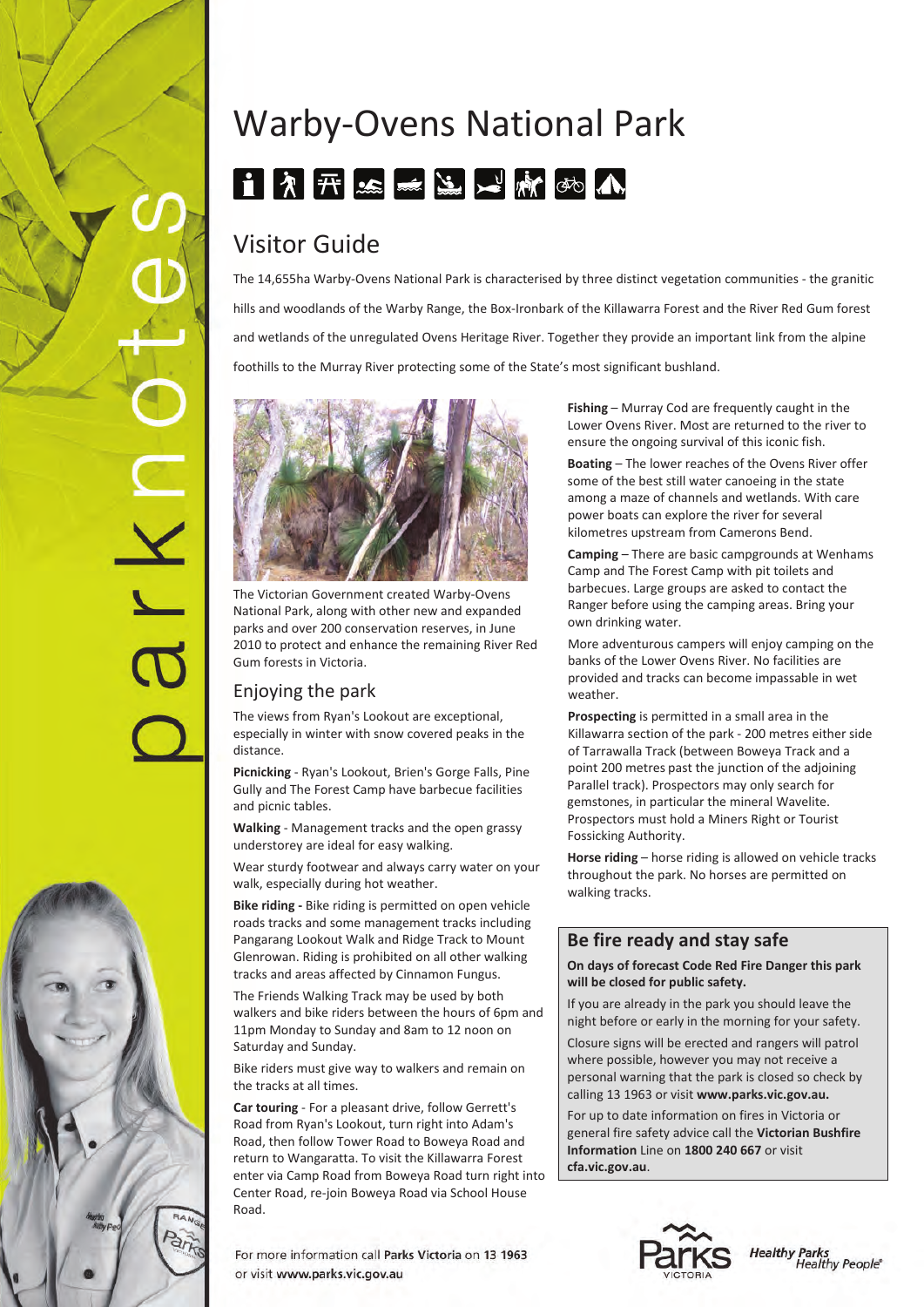# Warby-Ovens National Park

## Visitor Guide

The 14,655ha Warby-Ovens National Park is characterised by three distinct vegetation communities - the granitic hills and woodlands of the Warby Range, the Box-Ironbark of the Killawarra Forest and the River Red Gum forest and wetlands of the unregulated Ovens Heritage River. Together they provide an important link from the alpine foothills to the Murray River protecting some of the State's most significant bushland.

The Victorian Government created Warby-Ovens National Park, along with other new and expanded parks and over 200 conservation reserves, in June 2010 to protect and enhance the remaining River Red Gum forests in Victoria.

### Enjoying the park

The views from Ryan's Lookout are exceptional, especially in winter with snow covered peaks in the distance.

**Picnicking** - Ryan's Lookout, Brien's Gorge Falls, Pine Gully and The Forest Camp have barbecue facilities and picnic tables.

**Walking** - Management tracks and the open grassy understorey are ideal for easy walking.

Wear sturdy footwear and always carry water on your walk, especially during hot weather.

**Bike riding -** Bike riding is permitted on open vehicle roads tracks and some management tracks including Pangarang Lookout Walk and Ridge Track to Mount Glenrowan. Riding is prohibited on all other walking tracks and areas affected by Cinnamon Fungus.

The Friends Walking Track may be used by both walkers and bike riders between the hours of 6pm and 11pm Monday to Sunday and 8am to 12 noon on Saturday and Sunday.

Bike riders must give way to walkers and remain on the tracks at all times.

**Car touring** - For a pleasant drive, follow Gerrett's Road from Ryan's Lookout, turn right into Adam's Road, then follow Tower Road to Boweya Road and return to Wangaratta. To visit the Killawarra Forest enter via Camp Road from Boweya Road turn right into Center Road, re-join Boweya Road via School House Road.

**Fishing** – Murray Cod are frequently caught in the Lower Ovens River. Most are returned to the river to ensure the ongoing survival of this iconic fish.

**Boating** – The lower reaches of the Ovens River offer some of the best still water canoeing in the state among a maze of channels and wetlands. With care power boats can explore the river for several kilometres upstream from Camerons Bend.

**Camping** – There are basic campgrounds at Wenhams Camp and The Forest Camp with pit toilets and barbecues. Large groups are asked to contact the Ranger before using the camping areas. Bring your own drinking water.

More adventurous campers will enjoy camping on the banks of the Lower Ovens River. No facilities are provided and tracks can become impassable in wet weather.

**Prospecting** is permitted in a small area in the Killawarra section of the park - 200 metres either side of Tarrawalla Track (between Boweya Track and a point 200 metres past the junction of the adjoining Parallel track). Prospectors may only search for gemstones, in particular the mineral Wavelite. Prospectors must hold a Miners Right or Tourist Fossicking Authority.

**Horse riding** – horse riding is allowed on vehicle tracks throughout the park. No horses are permitted on walking tracks.

### Be fire ready and stay safe

**On days of forecast Code Red Fire Danger this park will be closed for public safety.**

If you are already in the park you should leave the night before or early in the morning for your safety.

Closure signs will be erected and rangers will patrol where possible, however you may not receive a personal warning that the park is closed so check by calling 13 1963 or visit **www.parks.vic.gov.au.**

For up to date information on fires in Victoria or general fire safety advice call the **Victorian Bushfire Information** Line on **1800 240 667** or visit **cfa.vic.gov.au**.

For more information call **Parks Victoria** on **13 1963** or visit **www.parks.vic.gov.au**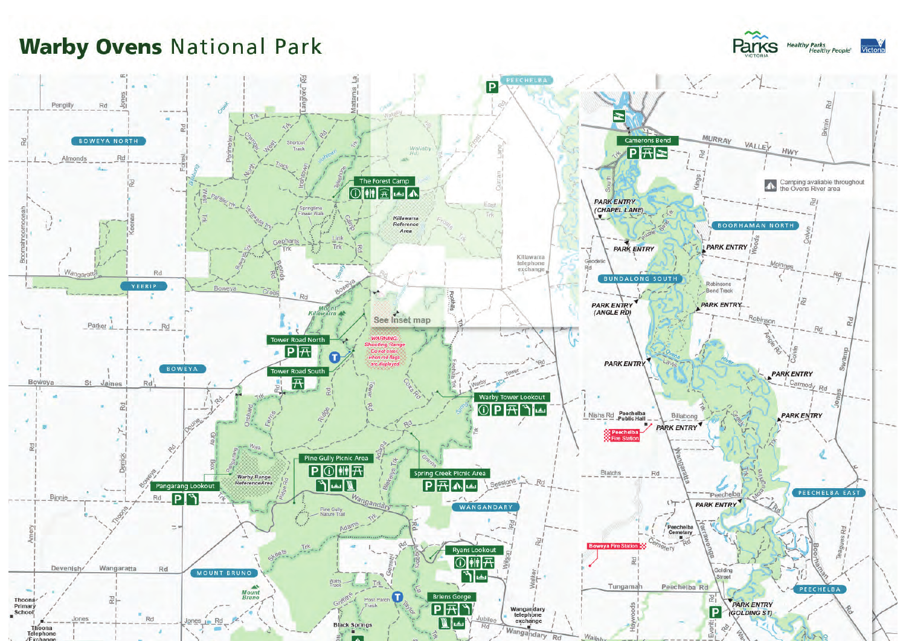# Warby Ovens National Park

Parks Victoria — Healthy Parks Healthy People — Victoria

**Map labels:**

- The Forest Camp
- Tower Road North
- Tower Road South
- Warby Tower Lookout
- Pine Gully Picnic Area
- Spring Creek Picnic Area
- Pangarang Lookout
- Ryans Lookout
- Briens Gorge
- Cameron's Bend
- Killawarra Reference Area
- Warby Range Reference Area
- See inset map
- WARNING: Shooting Range. Do not enter when red flags are displayed
- Camping available throughout the Ovens River area
- PARK ENTRY (CHAPEL LANE)
- PARK ENTRY (ANGLE RD)
- PARK ENTRY (GOLDING ST)
- PARK ENTRY
- Peechelba Fire Station
- Boweya Fire Station
- Peechelba Public Hall
- Peechelba Cemetery
- Killawarra telephone exchange
- Wangandary telephone exchange
- Thoona Telephone Exchange
- Thoona Primary School
- Mount Killawarra
- Mount Bruno
- Black Springs
- Pine Gully Nature Trail
- Springtime Flower Walk

**Localities:** Boweya North, Yeerip, Boweya, Mount Bruno, Wangandary, Peechelba, Boorhaman North, Bundalong South, Peechelba East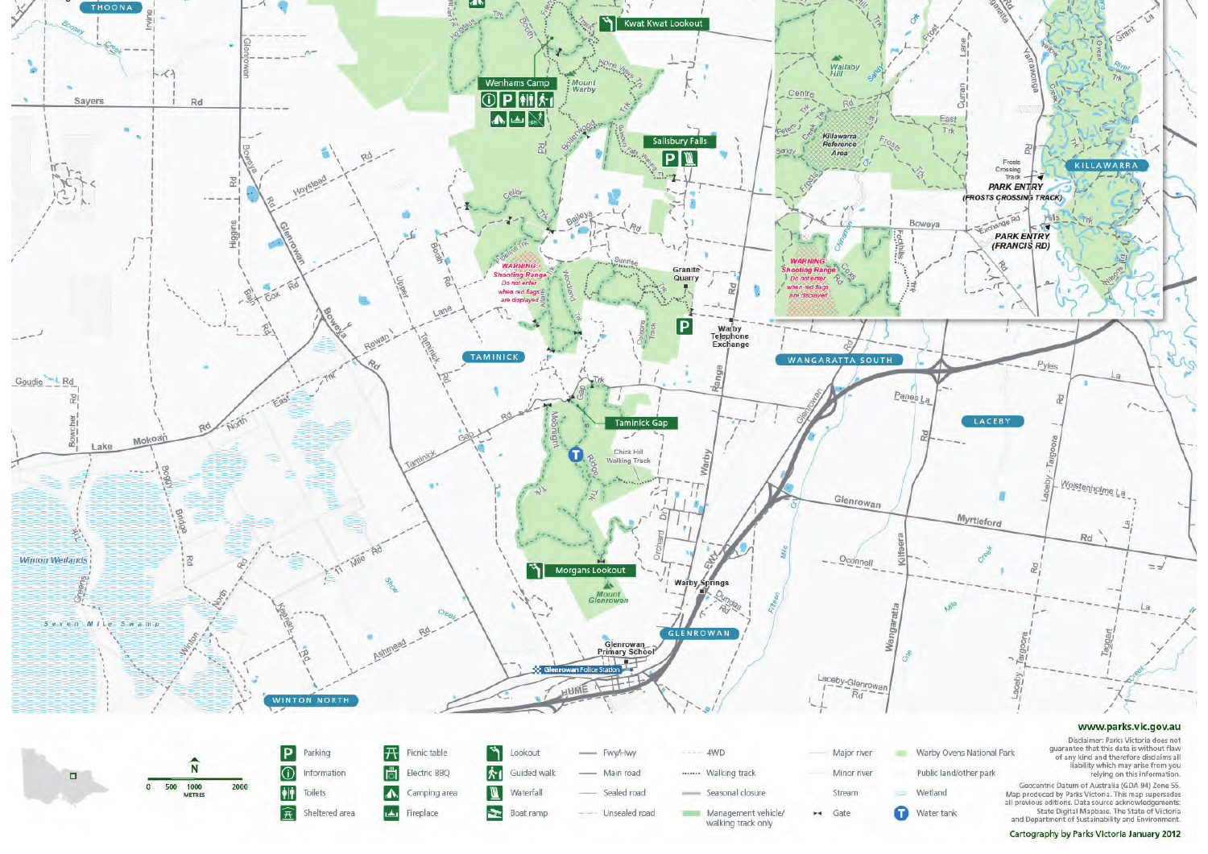**Legend**

| Symbol | Meaning |
| --- | --- |
| P | Parking |
| i | Information |
| | Toilets |
| | Sheltered area |
| | Picnic table |
| | Electric BBQ |
| | Camping area |
| | Fireplace |
| | Lookout |
| | Guided walk |
| | Waterfall |
| | Boat ramp |
| | Fwy/Hwy |
| | Main road |
| | Sealed road |
| | Unsealed road |
| | 4WD |
| | Walking track |
| | Seasonal closure |
| | Management vehicle/ walking track only |
| | Major river |
| | Minor river |
| | Stream |
| | Gate |
| | Warby Ovens National Park |
| | Public land/other park |
| | Wetland |
| T | Water tank |

Scale: 0 500 1000 2000 METRES

www.parks.vic.gov.au

Disclaimer: Parks Victoria does not guarantee that this data is without flaw of any kind and therefore disclaims all liability which may arise from you relying on this information.

Geocentric Datum of Australia (GDA 94) Zone 55. Map produced by Parks Victoria. This map supersedes all previous editions. Data source acknowledgements: State Digital Mapbase. The State of Victoria and Department of Sustainability and Environment.

Cartography by Parks Victoria January 2012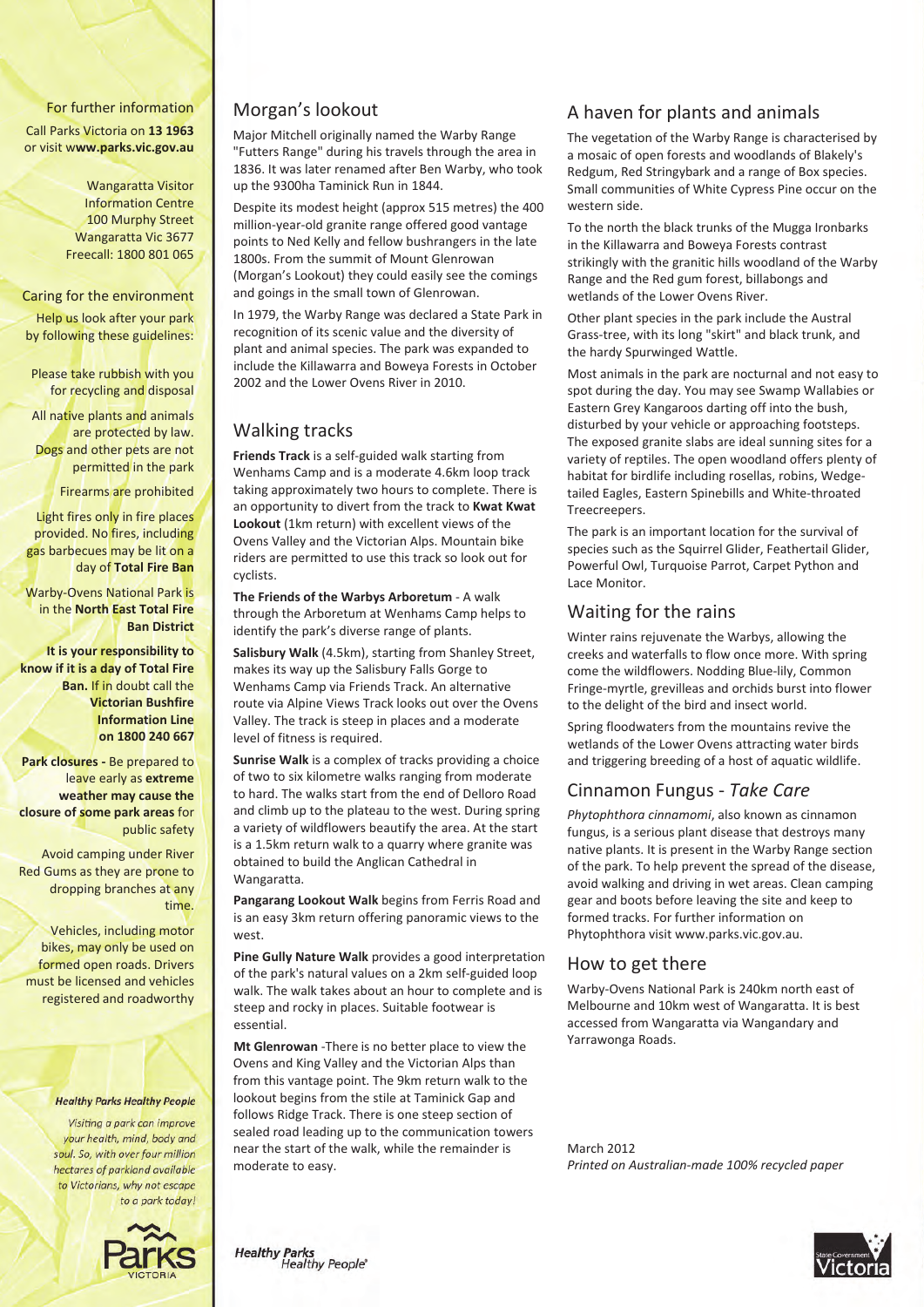## For further information

Call Parks Victoria on **13 1963** or visit w**ww.parks.vic.gov.au**

Wangaratta Visitor Information Centre
100 Murphy Street
Wangaratta Vic 3677
Freecall: 1800 801 065

## Caring for the environment

Help us look after your park by following these guidelines:

Please take rubbish with you for recycling and disposal

All native plants and animals are protected by law.

Dogs and other pets are not permitted in the park

Firearms are prohibited

Light fires only in fire places provided. No fires, including gas barbecues may be lit on a day of **Total Fire Ban**

Warby-Ovens National Park is in the **North East Total Fire Ban District**

**It is your responsibility to know if it is a day of Total Fire Ban.** If in doubt call the **Victorian Bushfire Information Line on 1800 240 667**

**Park closures -** Be prepared to leave early as **extreme weather may cause the closure of some park areas** for public safety

Avoid camping under River Red Gums as they are prone to dropping branches at any time.

Vehicles, including motor bikes, may only be used on formed open roads. Drivers must be licensed and vehicles registered and roadworthy

***Healthy Parks Healthy People***

*Visiting a park can improve your health, mind, body and soul. So, with over four million hectares of parkland available to Victorians, why not escape to a park today!*

## Morgan's lookout

Major Mitchell originally named the Warby Range "Futters Range" during his travels through the area in 1836. It was later renamed after Ben Warby, who took up the 9300ha Taminick Run in 1844.

Despite its modest height (approx 515 metres) the 400 million-year-old granite range offered good vantage points to Ned Kelly and fellow bushrangers in the late 1800s. From the summit of Mount Glenrowan (Morgan's Lookout) they could easily see the comings and goings in the small town of Glenrowan.

In 1979, the Warby Range was declared a State Park in recognition of its scenic value and the diversity of plant and animal species. The park was expanded to include the Killawarra and Boweya Forests in October 2002 and the Lower Ovens River in 2010.

## Walking tracks

**Friends Track** is a self-guided walk starting from Wenhams Camp and is a moderate 4.6km loop track taking approximately two hours to complete. There is an opportunity to divert from the track to **Kwat Kwat Lookout** (1km return) with excellent views of the Ovens Valley and the Victorian Alps. Mountain bike riders are permitted to use this track so look out for cyclists.

**The Friends of the Warbys Arboretum** - A walk through the Arboretum at Wenhams Camp helps to identify the park's diverse range of plants.

**Salisbury Walk** (4.5km), starting from Shanley Street, makes its way up the Salisbury Falls Gorge to Wenhams Camp via Friends Track. An alternative route via Alpine Views Track looks out over the Ovens Valley. The track is steep in places and a moderate level of fitness is required.

**Sunrise Walk** is a complex of tracks providing a choice of two to six kilometre walks ranging from moderate to hard. The walks start from the end of Delloro Road and climb up to the plateau to the west. During spring a variety of wildflowers beautify the area. At the start is a 1.5km return walk to a quarry where granite was obtained to build the Anglican Cathedral in Wangaratta.

**Pangarang Lookout Walk** begins from Ferris Road and is an easy 3km return offering panoramic views to the west.

**Pine Gully Nature Walk** provides a good interpretation of the park's natural values on a 2km self-guided loop walk. The walk takes about an hour to complete and is steep and rocky in places. Suitable footwear is essential.

**Mt Glenrowan** -There is no better place to view the Ovens and King Valley and the Victorian Alps than from this vantage point. The 9km return walk to the lookout begins from the stile at Taminick Gap and follows Ridge Track. There is one steep section of sealed road leading up to the communication towers near the start of the walk, while the remainder is moderate to easy.

## A haven for plants and animals

The vegetation of the Warby Range is characterised by a mosaic of open forests and woodlands of Blakely's Redgum, Red Stringybark and a range of Box species. Small communities of White Cypress Pine occur on the western side.

To the north the black trunks of the Mugga Ironbarks in the Killawarra and Boweya Forests contrast strikingly with the granitic hills woodland of the Warby Range and the Red gum forest, billabongs and wetlands of the Lower Ovens River.

Other plant species in the park include the Austral Grass-tree, with its long "skirt" and black trunk, and the hardy Spurwinged Wattle.

Most animals in the park are nocturnal and not easy to spot during the day. You may see Swamp Wallabies or Eastern Grey Kangaroos darting off into the bush, disturbed by your vehicle or approaching footsteps. The exposed granite slabs are ideal sunning sites for a variety of reptiles. The open woodland offers plenty of habitat for birdlife including rosellas, robins, Wedge-tailed Eagles, Eastern Spinebills and White-throated Treecreepers.

The park is an important location for the survival of species such as the Squirrel Glider, Feathertail Glider, Powerful Owl, Turquoise Parrot, Carpet Python and Lace Monitor.

## Waiting for the rains

Winter rains rejuvenate the Warbys, allowing the creeks and waterfalls to flow once more. With spring come the wildflowers. Nodding Blue-lily, Common Fringe-myrtle, grevilleas and orchids burst into flower to the delight of the bird and insect world.

Spring floodwaters from the mountains revive the wetlands of the Lower Ovens attracting water birds and triggering breeding of a host of aquatic wildlife.

## Cinnamon Fungus - *Take Care*

*Phytophthora cinnamomi*, also known as cinnamon fungus, is a serious plant disease that destroys many native plants. It is present in the Warby Range section of the park. To help prevent the spread of the disease, avoid walking and driving in wet areas. Clean camping gear and boots before leaving the site and keep to formed tracks. For further information on Phytophthora visit www.parks.vic.gov.au.

## How to get there

Warby-Ovens National Park is 240km north east of Melbourne and 10km west of Wangaratta. It is best accessed from Wangaratta via Wangandary and Yarrawonga Roads.

March 2012
*Printed on Australian-made 100% recycled paper*